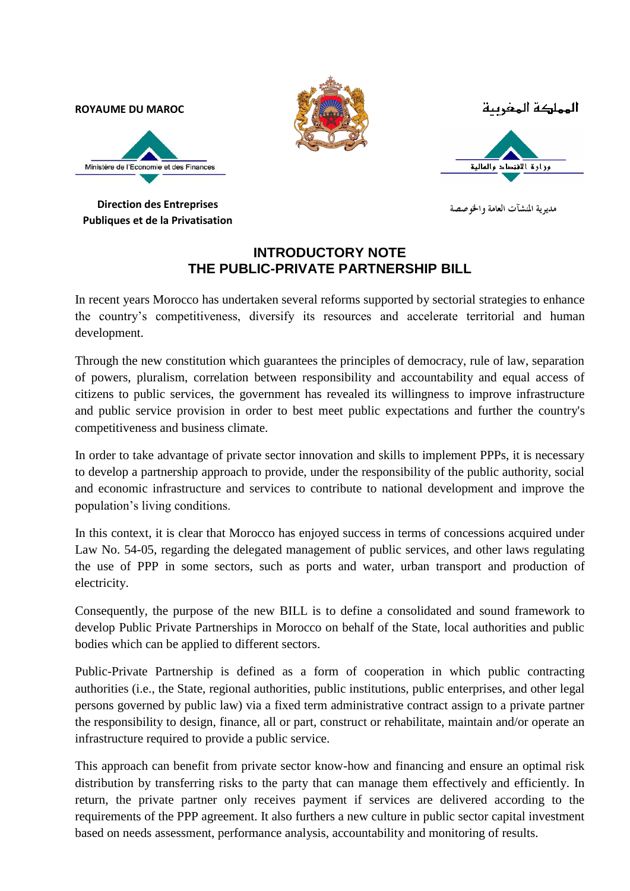ROYAUME DU MAROC

Ministère de l'Economie et des Finances

**Direction des Entreprises Publiques et de la Privatisation**

المملكة المغربية

وزارة الاقتصاد والمالية

مديرية المنشآت العامة والخوصصة

## INTRODUCTORY NOTE
## THE PUBLIC-PRIVATE PARTNERSHIP BILL

In recent years Morocco has undertaken several reforms supported by sectorial strategies to enhance the country's competitiveness, diversify its resources and accelerate territorial and human development.

Through the new constitution which guarantees the principles of democracy, rule of law, separation of powers, pluralism, correlation between responsibility and accountability and equal access of citizens to public services, the government has revealed its willingness to improve infrastructure and public service provision in order to best meet public expectations and further the country's competitiveness and business climate.

In order to take advantage of private sector innovation and skills to implement PPPs, it is necessary to develop a partnership approach to provide, under the responsibility of the public authority, social and economic infrastructure and services to contribute to national development and improve the population's living conditions.

In this context, it is clear that Morocco has enjoyed success in terms of concessions acquired under Law No. 54-05, regarding the delegated management of public services, and other laws regulating the use of PPP in some sectors, such as ports and water, urban transport and production of electricity.

Consequently, the purpose of the new BILL is to define a consolidated and sound framework to develop Public Private Partnerships in Morocco on behalf of the State, local authorities and public bodies which can be applied to different sectors.

Public-Private Partnership is defined as a form of cooperation in which public contracting authorities (i.e., the State, regional authorities, public institutions, public enterprises, and other legal persons governed by public law) via a fixed term administrative contract assign to a private partner the responsibility to design, finance, all or part, construct or rehabilitate, maintain and/or operate an infrastructure required to provide a public service.

This approach can benefit from private sector know-how and financing and ensure an optimal risk distribution by transferring risks to the party that can manage them effectively and efficiently. In return, the private partner only receives payment if services are delivered according to the requirements of the PPP agreement. It also furthers a new culture in public sector capital investment based on needs assessment, performance analysis, accountability and monitoring of results.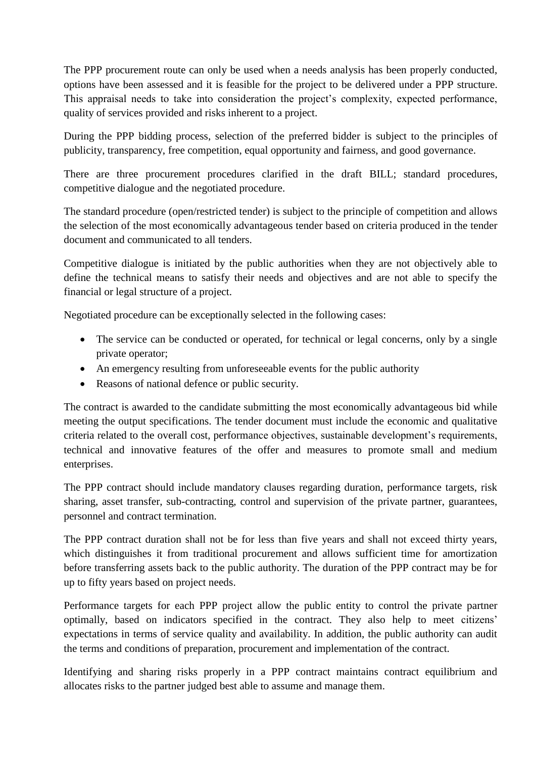The PPP procurement route can only be used when a needs analysis has been properly conducted, options have been assessed and it is feasible for the project to be delivered under a PPP structure. This appraisal needs to take into consideration the project's complexity, expected performance, quality of services provided and risks inherent to a project.

During the PPP bidding process, selection of the preferred bidder is subject to the principles of publicity, transparency, free competition, equal opportunity and fairness, and good governance.

There are three procurement procedures clarified in the draft BILL; standard procedures, competitive dialogue and the negotiated procedure.

The standard procedure (open/restricted tender) is subject to the principle of competition and allows the selection of the most economically advantageous tender based on criteria produced in the tender document and communicated to all tenders.

Competitive dialogue is initiated by the public authorities when they are not objectively able to define the technical means to satisfy their needs and objectives and are not able to specify the financial or legal structure of a project.

Negotiated procedure can be exceptionally selected in the following cases:

- The service can be conducted or operated, for technical or legal concerns, only by a single private operator;
- An emergency resulting from unforeseeable events for the public authority
- Reasons of national defence or public security.

The contract is awarded to the candidate submitting the most economically advantageous bid while meeting the output specifications. The tender document must include the economic and qualitative criteria related to the overall cost, performance objectives, sustainable development's requirements, technical and innovative features of the offer and measures to promote small and medium enterprises.

The PPP contract should include mandatory clauses regarding duration, performance targets, risk sharing, asset transfer, sub-contracting, control and supervision of the private partner, guarantees, personnel and contract termination.

The PPP contract duration shall not be for less than five years and shall not exceed thirty years, which distinguishes it from traditional procurement and allows sufficient time for amortization before transferring assets back to the public authority. The duration of the PPP contract may be for up to fifty years based on project needs.

Performance targets for each PPP project allow the public entity to control the private partner optimally, based on indicators specified in the contract. They also help to meet citizens' expectations in terms of service quality and availability. In addition, the public authority can audit the terms and conditions of preparation, procurement and implementation of the contract.

Identifying and sharing risks properly in a PPP contract maintains contract equilibrium and allocates risks to the partner judged best able to assume and manage them.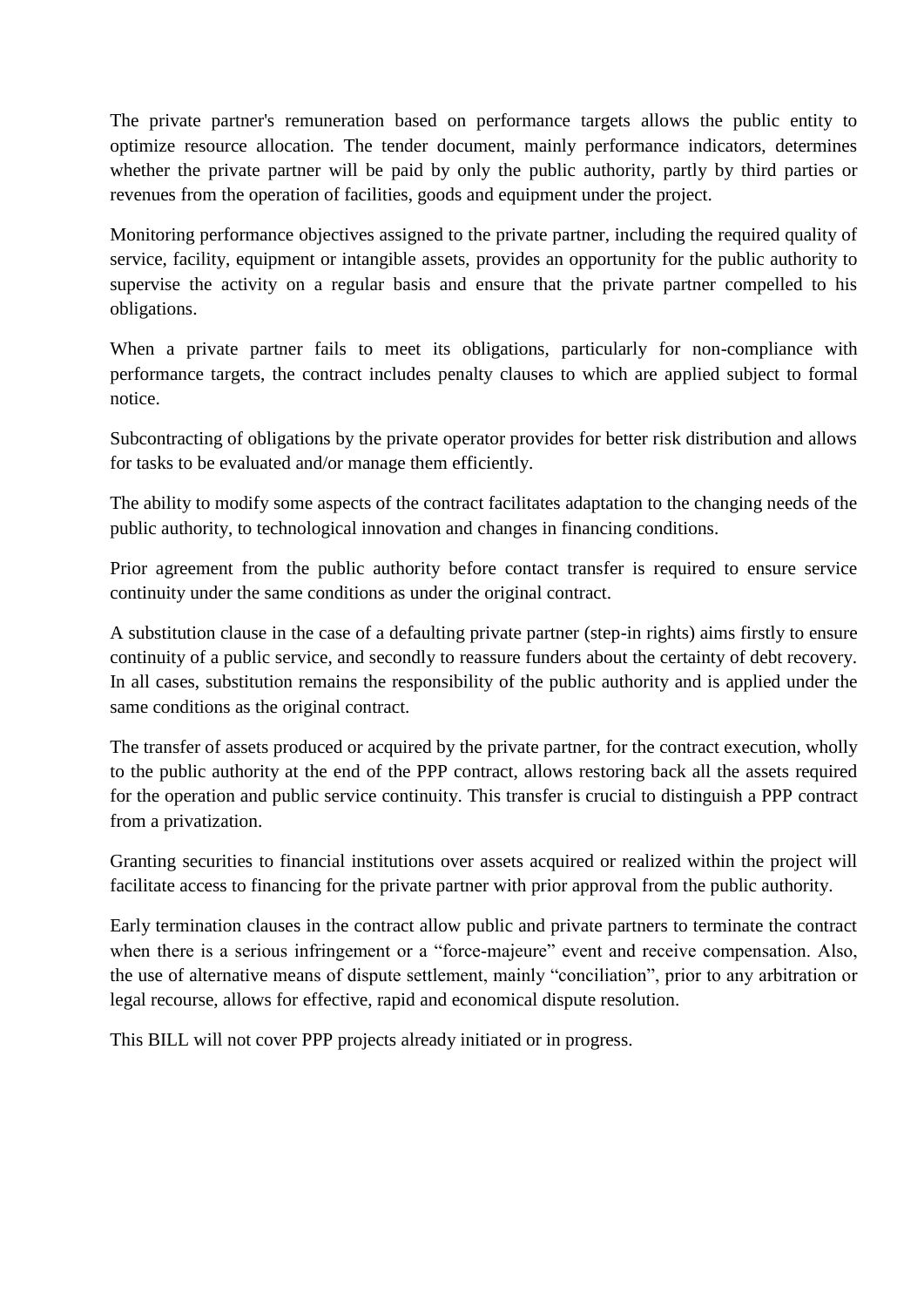The private partner's remuneration based on performance targets allows the public entity to optimize resource allocation. The tender document, mainly performance indicators, determines whether the private partner will be paid by only the public authority, partly by third parties or revenues from the operation of facilities, goods and equipment under the project.

Monitoring performance objectives assigned to the private partner, including the required quality of service, facility, equipment or intangible assets, provides an opportunity for the public authority to supervise the activity on a regular basis and ensure that the private partner compelled to his obligations.

When a private partner fails to meet its obligations, particularly for non-compliance with performance targets, the contract includes penalty clauses to which are applied subject to formal notice.

Subcontracting of obligations by the private operator provides for better risk distribution and allows for tasks to be evaluated and/or manage them efficiently.

The ability to modify some aspects of the contract facilitates adaptation to the changing needs of the public authority, to technological innovation and changes in financing conditions.

Prior agreement from the public authority before contact transfer is required to ensure service continuity under the same conditions as under the original contract.

A substitution clause in the case of a defaulting private partner (step-in rights) aims firstly to ensure continuity of a public service, and secondly to reassure funders about the certainty of debt recovery. In all cases, substitution remains the responsibility of the public authority and is applied under the same conditions as the original contract.

The transfer of assets produced or acquired by the private partner, for the contract execution, wholly to the public authority at the end of the PPP contract, allows restoring back all the assets required for the operation and public service continuity. This transfer is crucial to distinguish a PPP contract from a privatization.

Granting securities to financial institutions over assets acquired or realized within the project will facilitate access to financing for the private partner with prior approval from the public authority.

Early termination clauses in the contract allow public and private partners to terminate the contract when there is a serious infringement or a "force-majeure" event and receive compensation. Also, the use of alternative means of dispute settlement, mainly "conciliation", prior to any arbitration or legal recourse, allows for effective, rapid and economical dispute resolution.

This BILL will not cover PPP projects already initiated or in progress.